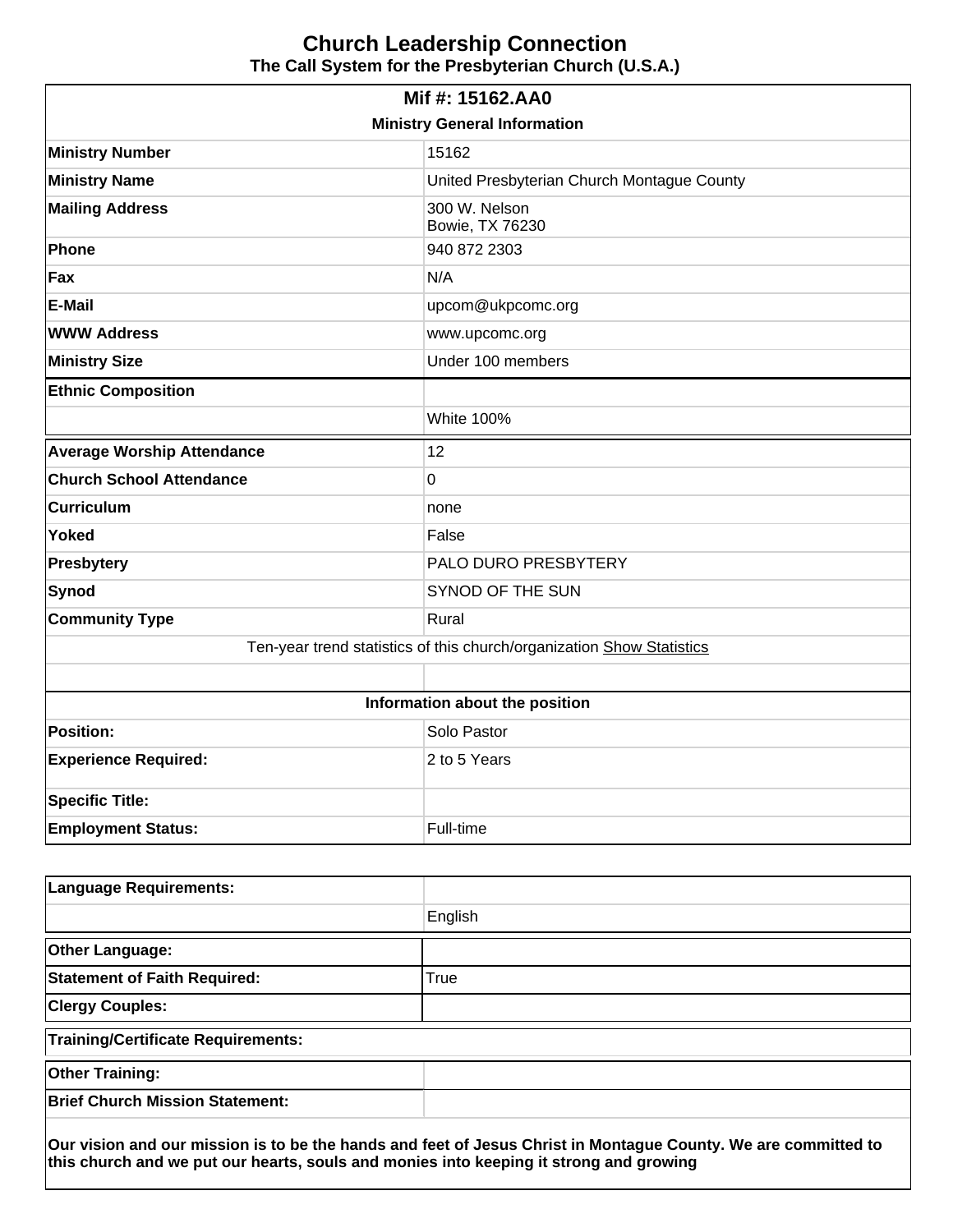# Church Leadership Connection

### The Call System for the Presbyterian Church (U.S.A.)

## Mif #: 15162.AA0

**Ministry General Information**

| | |
|---|---|
| **Ministry Number** | 15162 |
| **Ministry Name** | United Presbyterian Church Montague County |
| **Mailing Address** | 300 W. Nelson<br>Bowie, TX 76230 |
| **Phone** | 940 872 2303 |
| **Fax** | N/A |
| **E-Mail** | upcom@ukpcomc.org |
| **WWW Address** | www.upcomc.org |
| **Ministry Size** | Under 100 members |
| **Ethnic Composition** | |
| | White 100% |
| **Average Worship Attendance** | 12 |
| **Church School Attendance** | 0 |
| **Curriculum** | none |
| **Yoked** | False |
| **Presbytery** | PALO DURO PRESBYTERY |
| **Synod** | SYNOD OF THE SUN |
| **Community Type** | Rural |

Ten-year trend statistics of this church/organization Show Statistics

**Information about the position**

| | |
|---|---|
| **Position:** | Solo Pastor |
| **Experience Required:** | 2 to 5 Years |
| **Specific Title:** | |
| **Employment Status:** | Full-time |

| | |
|---|---|
| **Language Requirements:** | |
| | English |
| **Other Language:** | |
| **Statement of Faith Required:** | True |
| **Clergy Couples:** | |
| **Training/Certificate Requirements:** | |
| **Other Training:** | |
| **Brief Church Mission Statement:** | |

**Our vision and our mission is to be the hands and feet of Jesus Christ in Montague County. We are committed to this church and we put our hearts, souls and monies into keeping it strong and growing**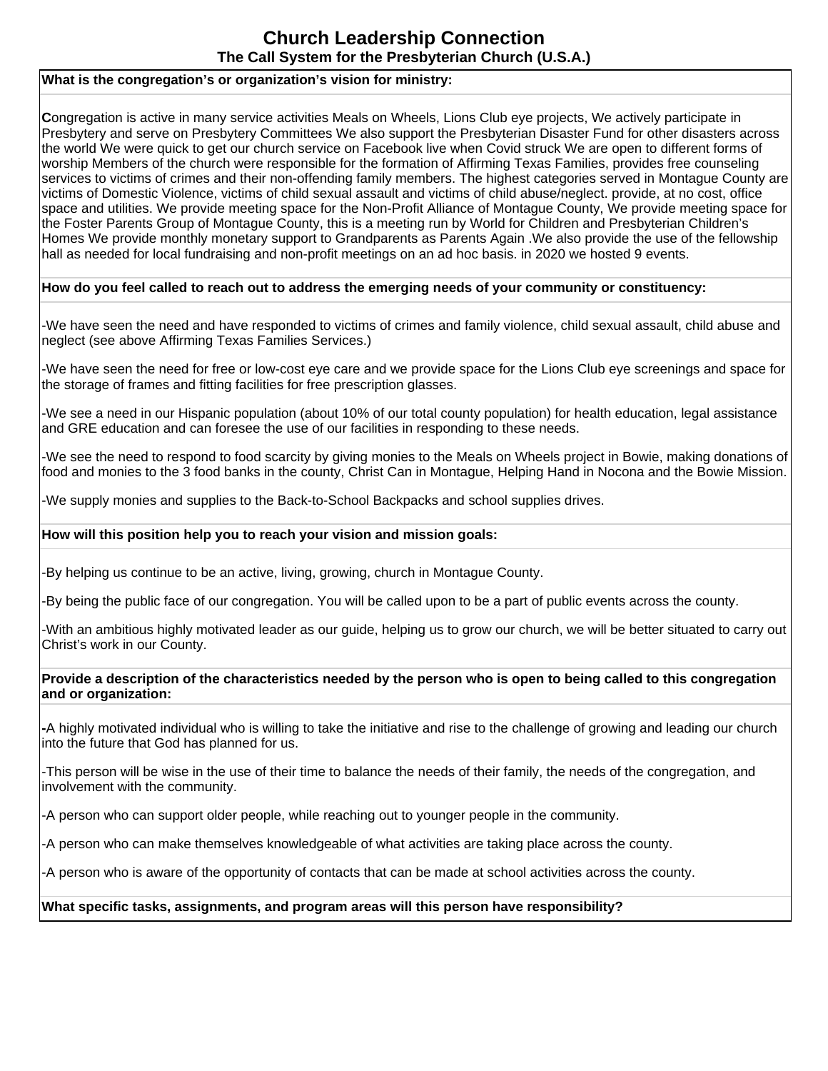# Church Leadership Connection

## The Call System for the Presbyterian Church (U.S.A.)

**What is the congregation's or organization's vision for ministry:**

**C**ongregation is active in many service activities Meals on Wheels, Lions Club eye projects, We actively participate in Presbytery and serve on Presbytery Committees We also support the Presbyterian Disaster Fund for other disasters across the world We were quick to get our church service on Facebook live when Covid struck We are open to different forms of worship Members of the church were responsible for the formation of Affirming Texas Families, provides free counseling services to victims of crimes and their non-offending family members. The highest categories served in Montague County are victims of Domestic Violence, victims of child sexual assault and victims of child abuse/neglect. provide, at no cost, office space and utilities. We provide meeting space for the Non-Profit Alliance of Montague County, We provide meeting space for the Foster Parents Group of Montague County, this is a meeting run by World for Children and Presbyterian Children's Homes We provide monthly monetary support to Grandparents as Parents Again .We also provide the use of the fellowship hall as needed for local fundraising and non-profit meetings on an ad hoc basis. in 2020 we hosted 9 events.

**How do you feel called to reach out to address the emerging needs of your community or constituency:**

-We have seen the need and have responded to victims of crimes and family violence, child sexual assault, child abuse and neglect (see above Affirming Texas Families Services.)

-We have seen the need for free or low-cost eye care and we provide space for the Lions Club eye screenings and space for the storage of frames and fitting facilities for free prescription glasses.

-We see a need in our Hispanic population (about 10% of our total county population) for health education, legal assistance and GRE education and can foresee the use of our facilities in responding to these needs.

-We see the need to respond to food scarcity by giving monies to the Meals on Wheels project in Bowie, making donations of food and monies to the 3 food banks in the county, Christ Can in Montague, Helping Hand in Nocona and the Bowie Mission.

-We supply monies and supplies to the Back-to-School Backpacks and school supplies drives.

**How will this position help you to reach your vision and mission goals:**

-By helping us continue to be an active, living, growing, church in Montague County.

-By being the public face of our congregation. You will be called upon to be a part of public events across the county.

-With an ambitious highly motivated leader as our guide, helping us to grow our church, we will be better situated to carry out Christ's work in our County.

**Provide a description of the characteristics needed by the person who is open to being called to this congregation and or organization:**

**-**A highly motivated individual who is willing to take the initiative and rise to the challenge of growing and leading our church into the future that God has planned for us.

-This person will be wise in the use of their time to balance the needs of their family, the needs of the congregation, and involvement with the community.

-A person who can support older people, while reaching out to younger people in the community.

-A person who can make themselves knowledgeable of what activities are taking place across the county.

-A person who is aware of the opportunity of contacts that can be made at school activities across the county.

**What specific tasks, assignments, and program areas will this person have responsibility?**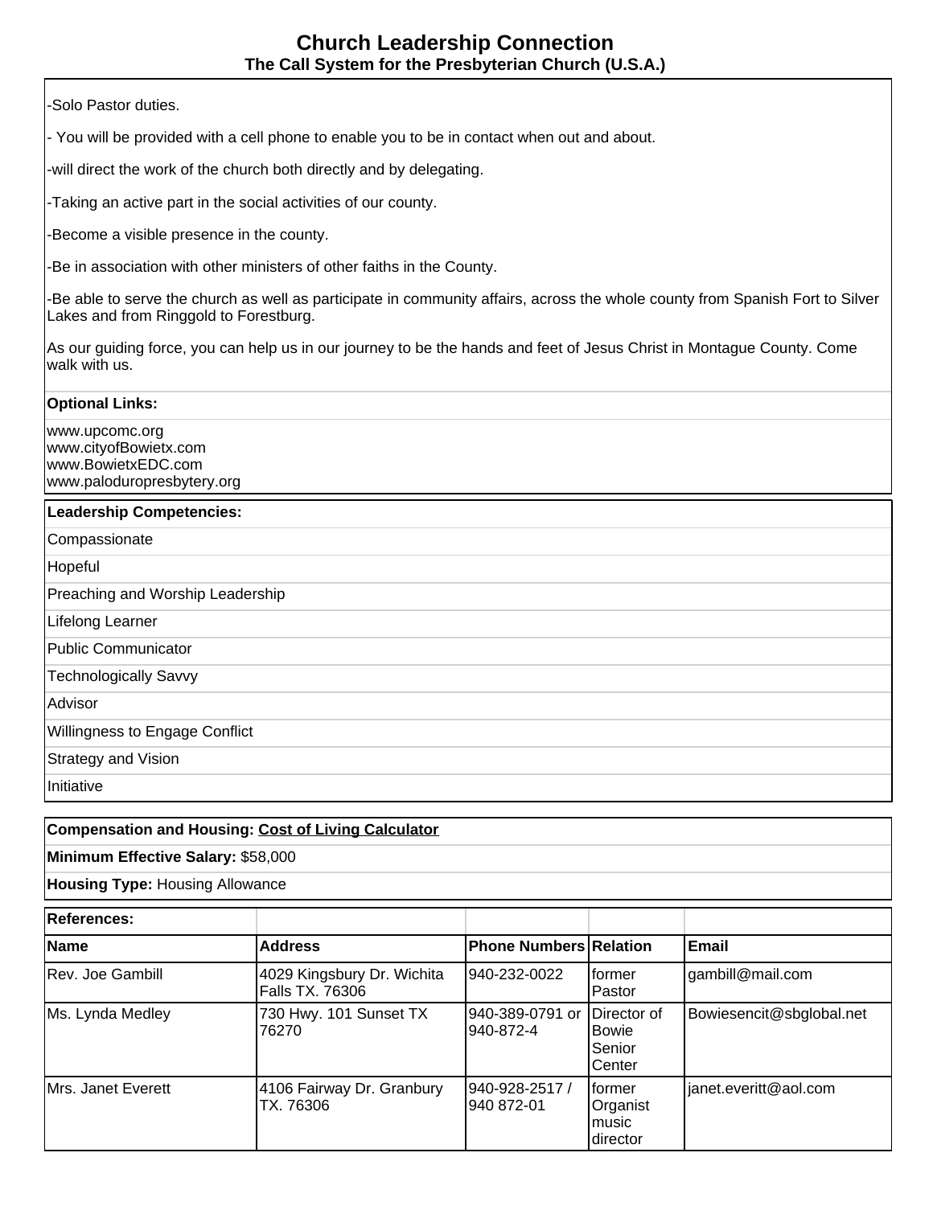## Church Leadership Connection
### The Call System for the Presbyterian Church (U.S.A.)

-Solo Pastor duties.

- You will be provided with a cell phone to enable you to be in contact when out and about.

-will direct the work of the church both directly and by delegating.

-Taking an active part in the social activities of our county.

-Become a visible presence in the county.

-Be in association with other ministers of other faiths in the County.

-Be able to serve the church as well as participate in community affairs, across the whole county from Spanish Fort to Silver Lakes and from Ringgold to Forestburg.

As our guiding force, you can help us in our journey to be the hands and feet of Jesus Christ in Montague County. Come walk with us.

**Optional Links:**

www.upcomc.org
www.cityofBowietx.com
www.BowietxEDC.com
www.paloduropresbytery.org

**Leadership Competencies:**

Compassionate

Hopeful

Preaching and Worship Leadership

Lifelong Learner

Public Communicator

Technologically Savvy

Advisor

Willingness to Engage Conflict

Strategy and Vision

Initiative

**Compensation and Housing:** Cost of Living Calculator

**Minimum Effective Salary:** $58,000

**Housing Type:** Housing Allowance

**References:**

| Name | Address | Phone Numbers | Relation | Email |
|---|---|---|---|---|
| Rev. Joe Gambill | 4029 Kingsbury Dr. Wichita Falls TX. 76306 | 940-232-0022 | former Pastor | gambill@mail.com |
| Ms. Lynda Medley | 730 Hwy. 101 Sunset TX 76270 | 940-389-0791 or 940-872-4 | Director of Bowie Senior Center | Bowiesencit@sbglobal.net |
| Mrs. Janet Everett | 4106 Fairway Dr. Granbury TX. 76306 | 940-928-2517 / 940 872-01 | former Organist music director | janet.everitt@aol.com |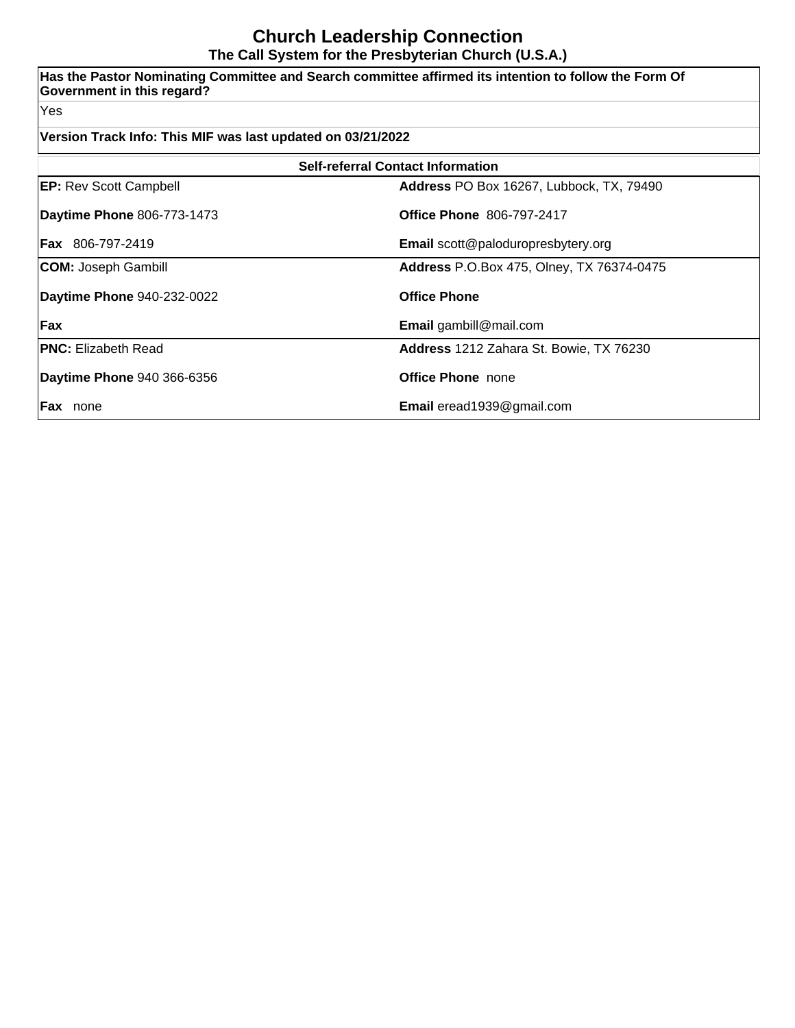# Church Leadership Connection

**The Call System for the Presbyterian Church (U.S.A.)**

**Has the Pastor Nominating Committee and Search committee affirmed its intention to follow the Form Of Government in this regard?**

Yes

**Version Track Info: This MIF was last updated on 03/21/2022**

| Self-referral Contact Information | |
|---|---|
| **EP:** Rev Scott Campbell | **Address** PO Box 16267, Lubbock, TX, 79490 |
| **Daytime Phone** 806-773-1473 | **Office Phone** 806-797-2417 |
| **Fax** 806-797-2419 | **Email** scott@paloduropresbytery.org |
| **COM:** Joseph Gambill | **Address** P.O.Box 475, Olney, TX 76374-0475 |
| **Daytime Phone** 940-232-0022 | **Office Phone** |
| **Fax** | **Email** gambill@mail.com |
| **PNC:** Elizabeth Read | **Address** 1212 Zahara St. Bowie, TX 76230 |
| **Daytime Phone** 940 366-6356 | **Office Phone** none |
| **Fax** none | **Email** eread1939@gmail.com |